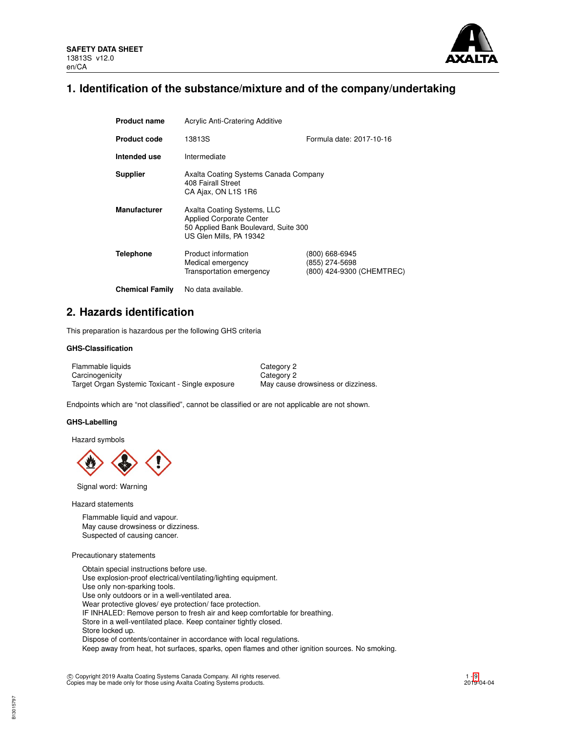**SAFETY DATA SHEET**
13813S v12.0
en/CA

# 1. Identification of the substance/mixture and of the company/undertaking

| | | |
|---|---|---|
| **Product name** | Acrylic Anti-Cratering Additive | |
| **Product code** | 13813S | Formula date: 2017-10-16 |
| **Intended use** | Intermediate | |
| **Supplier** | Axalta Coating Systems Canada Company<br>408 Fairall Street<br>CA Ajax, ON L1S 1R6 | |
| **Manufacturer** | Axalta Coating Systems, LLC<br>Applied Corporate Center<br>50 Applied Bank Boulevard, Suite 300<br>US Glen Mills, PA 19342 | |
| **Telephone** | Product information<br>Medical emergency<br>Transportation emergency | (800) 668-6945<br>(855) 274-5698<br>(800) 424-9300 (CHEMTREC) |
| **Chemical Family** | No data available. | |

# 2. Hazards identification

This preparation is hazardous per the following GHS criteria

### GHS-Classification

| | |
|---|---|
| Flammable liquids | Category 2 |
| Carcinogenicity | Category 2 |
| Target Organ Systemic Toxicant - Single exposure | May cause drowsiness or dizziness. |

Endpoints which are "not classified", cannot be classified or are not applicable are not shown.

### GHS-Labelling

Hazard symbols

Signal word: Warning

Hazard statements

Flammable liquid and vapour.
May cause drowsiness or dizziness.
Suspected of causing cancer.

Precautionary statements

Obtain special instructions before use.
Use explosion-proof electrical/ventilating/lighting equipment.
Use only non-sparking tools.
Use only outdoors or in a well-ventilated area.
Wear protective gloves/ eye protection/ face protection.
IF INHALED: Remove person to fresh air and keep comfortable for breathing.
Store in a well-ventilated place. Keep container tightly closed.
Store locked up.
Dispose of contents/container in accordance with local regulations.
Keep away from heat, hot surfaces, sparks, open flames and other ignition sources. No smoking.

© Copyright 2019 Axalta Coating Systems Canada Company. All rights reserved.
Copies may be made only for those using Axalta Coating Systems products.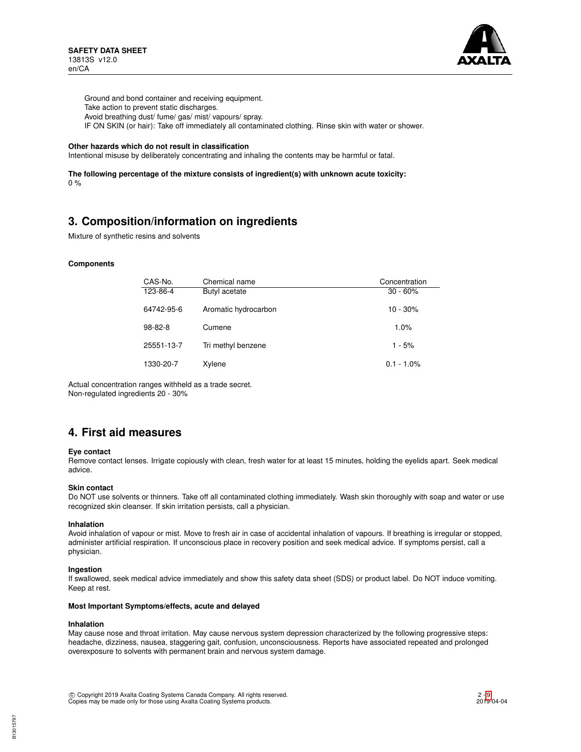Ground and bond container and receiving equipment.
Take action to prevent static discharges.
Avoid breathing dust/ fume/ gas/ mist/ vapours/ spray.
IF ON SKIN (or hair): Take off immediately all contaminated clothing. Rinse skin with water or shower.

**Other hazards which do not result in classification**

Intentional misuse by deliberately concentrating and inhaling the contents may be harmful or fatal.

**The following percentage of the mixture consists of ingredient(s) with unknown acute toxicity:**

0 %

## 3. Composition/information on ingredients

Mixture of synthetic resins and solvents

**Components**

| CAS-No. | Chemical name | Concentration |
|---|---|---|
| 123-86-4 | Butyl acetate | 30 - 60% |
| 64742-95-6 | Aromatic hydrocarbon | 10 - 30% |
| 98-82-8 | Cumene | 1.0% |
| 25551-13-7 | Tri methyl benzene | 1 - 5% |
| 1330-20-7 | Xylene | 0.1 - 1.0% |

Actual concentration ranges withheld as a trade secret.
Non-regulated ingredients 20 - 30%

## 4. First aid measures

**Eye contact**

Remove contact lenses. Irrigate copiously with clean, fresh water for at least 15 minutes, holding the eyelids apart. Seek medical advice.

**Skin contact**

Do NOT use solvents or thinners. Take off all contaminated clothing immediately. Wash skin thoroughly with soap and water or use recognized skin cleanser. If skin irritation persists, call a physician.

**Inhalation**

Avoid inhalation of vapour or mist. Move to fresh air in case of accidental inhalation of vapours. If breathing is irregular or stopped, administer artificial respiration. If unconscious place in recovery position and seek medical advice. If symptoms persist, call a physician.

**Ingestion**

If swallowed, seek medical advice immediately and show this safety data sheet (SDS) or product label. Do NOT induce vomiting. Keep at rest.

**Most Important Symptoms/effects, acute and delayed**

**Inhalation**

May cause nose and throat irritation. May cause nervous system depression characterized by the following progressive steps: headache, dizziness, nausea, staggering gait, confusion, unconsciousness. Reports have associated repeated and prolonged overexposure to solvents with permanent brain and nervous system damage.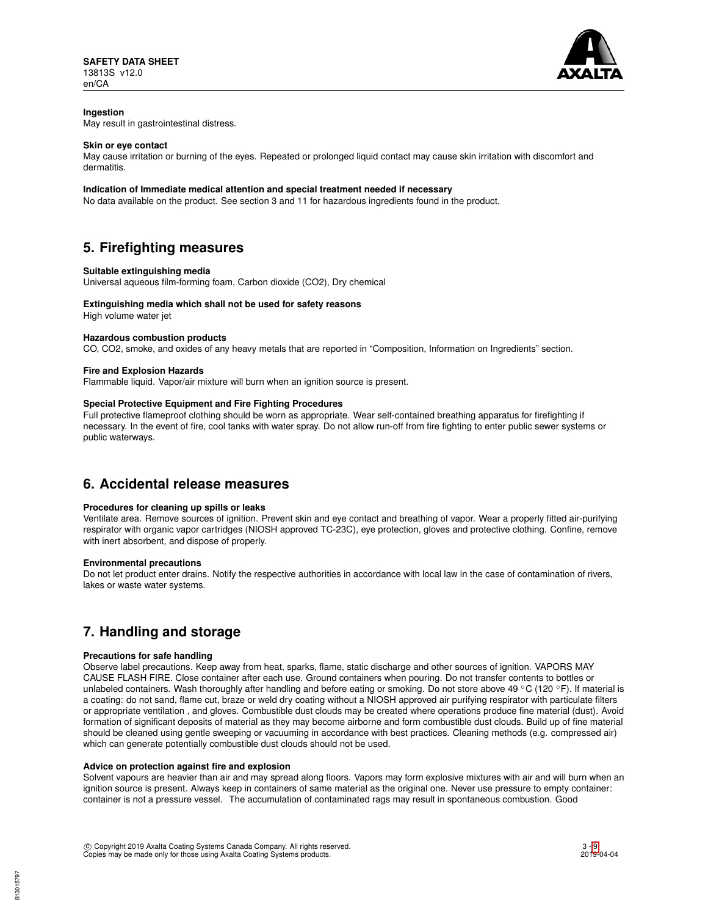#### Ingestion
May result in gastrointestinal distress.

#### Skin or eye contact
May cause irritation or burning of the eyes. Repeated or prolonged liquid contact may cause skin irritation with discomfort and dermatitis.

#### Indication of Immediate medical attention and special treatment needed if necessary
No data available on the product. See section 3 and 11 for hazardous ingredients found in the product.

## 5. Firefighting measures

#### Suitable extinguishing media
Universal aqueous film-forming foam, Carbon dioxide ($CO_2$), Dry chemical

#### Extinguishing media which shall not be used for safety reasons
High volume water jet

#### Hazardous combustion products
CO, $CO_2$, smoke, and oxides of any heavy metals that are reported in "Composition, Information on Ingredients" section.

#### Fire and Explosion Hazards
Flammable liquid. Vapor/air mixture will burn when an ignition source is present.

#### Special Protective Equipment and Fire Fighting Procedures
Full protective flameproof clothing should be worn as appropriate. Wear self-contained breathing apparatus for firefighting if necessary. In the event of fire, cool tanks with water spray. Do not allow run-off from fire fighting to enter public sewer systems or public waterways.

## 6. Accidental release measures

#### Procedures for cleaning up spills or leaks
Ventilate area. Remove sources of ignition. Prevent skin and eye contact and breathing of vapor. Wear a properly fitted air-purifying respirator with organic vapor cartridges (NIOSH approved TC-23C), eye protection, gloves and protective clothing. Confine, remove with inert absorbent, and dispose of properly.

#### Environmental precautions
Do not let product enter drains. Notify the respective authorities in accordance with local law in the case of contamination of rivers, lakes or waste water systems.

## 7. Handling and storage

#### Precautions for safe handling
Observe label precautions. Keep away from heat, sparks, flame, static discharge and other sources of ignition. VAPORS MAY CAUSE FLASH FIRE. Close container after each use. Ground containers when pouring. Do not transfer contents to bottles or unlabeled containers. Wash thoroughly after handling and before eating or smoking. Do not store above 49 °C (120 °F). If material is a coating: do not sand, flame cut, braze or weld dry coating without a NIOSH approved air purifying respirator with particulate filters or appropriate ventilation , and gloves. Combustible dust clouds may be created where operations produce fine material (dust). Avoid formation of significant deposits of material as they may become airborne and form combustible dust clouds. Build up of fine material should be cleaned using gentle sweeping or vacuuming in accordance with best practices. Cleaning methods (e.g. compressed air) which can generate potentially combustible dust clouds should not be used.

#### Advice on protection against fire and explosion
Solvent vapours are heavier than air and may spread along floors. Vapors may form explosive mixtures with air and will burn when an ignition source is present. Always keep in containers of same material as the original one. Never use pressure to empty container: container is not a pressure vessel. The accumulation of contaminated rags may result in spontaneous combustion. Good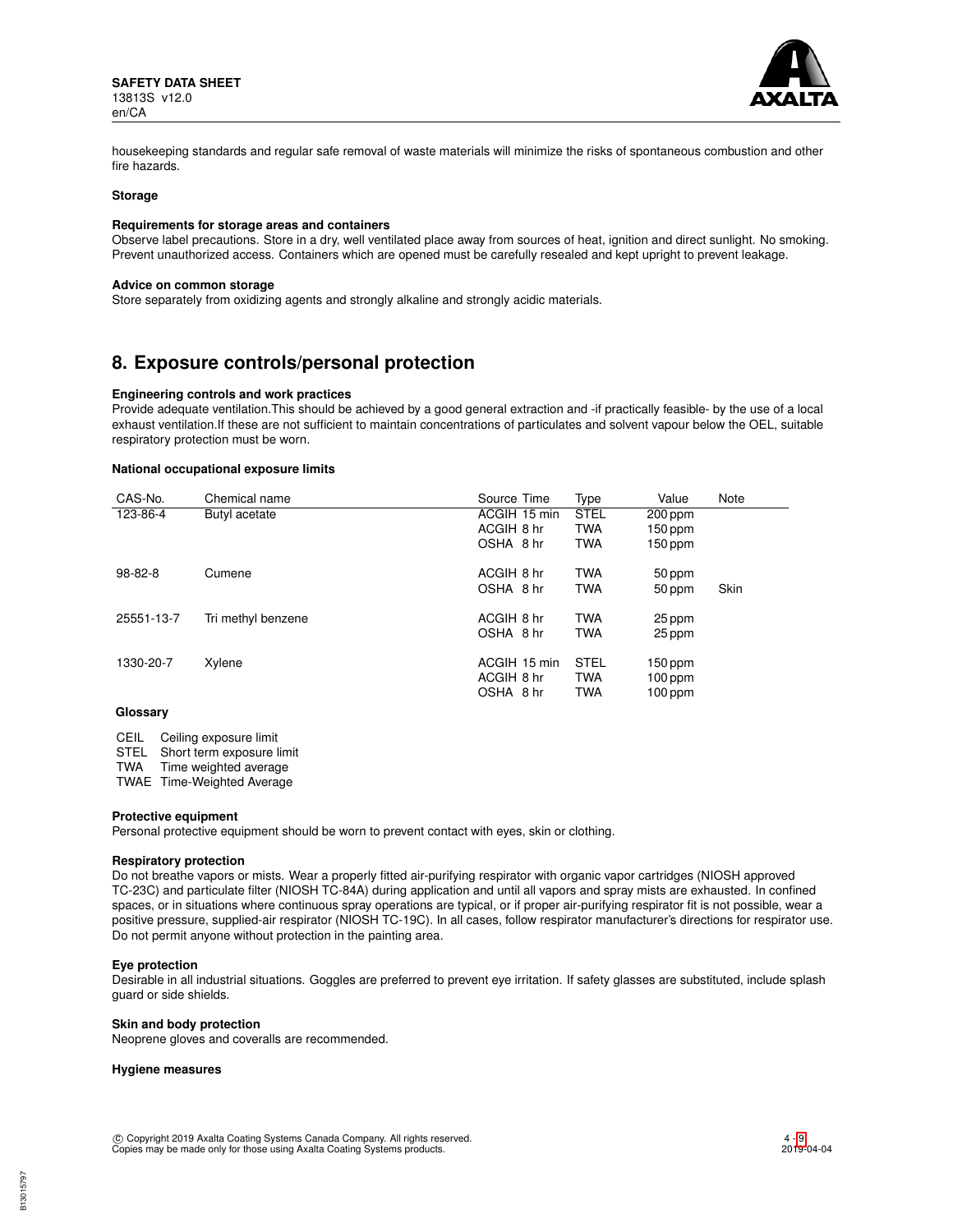housekeeping standards and regular safe removal of waste materials will minimize the risks of spontaneous combustion and other fire hazards.

**Storage**

**Requirements for storage areas and containers**

Observe label precautions. Store in a dry, well ventilated place away from sources of heat, ignition and direct sunlight. No smoking. Prevent unauthorized access. Containers which are opened must be carefully resealed and kept upright to prevent leakage.

**Advice on common storage**

Store separately from oxidizing agents and strongly alkaline and strongly acidic materials.

# 8. Exposure controls/personal protection

**Engineering controls and work practices**

Provide adequate ventilation.This should be achieved by a good general extraction and -if practically feasible- by the use of a local exhaust ventilation.If these are not sufficient to maintain concentrations of particulates and solvent vapour below the OEL, suitable respiratory protection must be worn.

**National occupational exposure limits**

| CAS-No. | Chemical name | Source | Time | Type | Value | Note |
|---|---|---|---|---|---|---|
| 123-86-4 | Butyl acetate | ACGIH | 15 min | STEL | 200 ppm | |
| | | ACGIH | 8 hr | TWA | 150 ppm | |
| | | OSHA | 8 hr | TWA | 150 ppm | |
| 98-82-8 | Cumene | ACGIH | 8 hr | TWA | 50 ppm | |
| | | OSHA | 8 hr | TWA | 50 ppm | Skin |
| 25551-13-7 | Tri methyl benzene | ACGIH | 8 hr | TWA | 25 ppm | |
| | | OSHA | 8 hr | TWA | 25 ppm | |
| 1330-20-7 | Xylene | ACGIH | 15 min | STEL | 150 ppm | |
| | | ACGIH | 8 hr | TWA | 100 ppm | |
| | | OSHA | 8 hr | TWA | 100 ppm | |

**Glossary**

| | |
|---|---|
| CEIL | Ceiling exposure limit |
| STEL | Short term exposure limit |
| TWA | Time weighted average |
| TWAE | Time-Weighted Average |

**Protective equipment**

Personal protective equipment should be worn to prevent contact with eyes, skin or clothing.

**Respiratory protection**

Do not breathe vapors or mists. Wear a properly fitted air-purifying respirator with organic vapor cartridges (NIOSH approved TC-23C) and particulate filter (NIOSH TC-84A) during application and until all vapors and spray mists are exhausted. In confined spaces, or in situations where continuous spray operations are typical, or if proper air-purifying respirator fit is not possible, wear a positive pressure, supplied-air respirator (NIOSH TC-19C). In all cases, follow respirator manufacturer's directions for respirator use. Do not permit anyone without protection in the painting area.

**Eye protection**

Desirable in all industrial situations. Goggles are preferred to prevent eye irritation. If safety glasses are substituted, include splash guard or side shields.

**Skin and body protection**

Neoprene gloves and coveralls are recommended.

**Hygiene measures**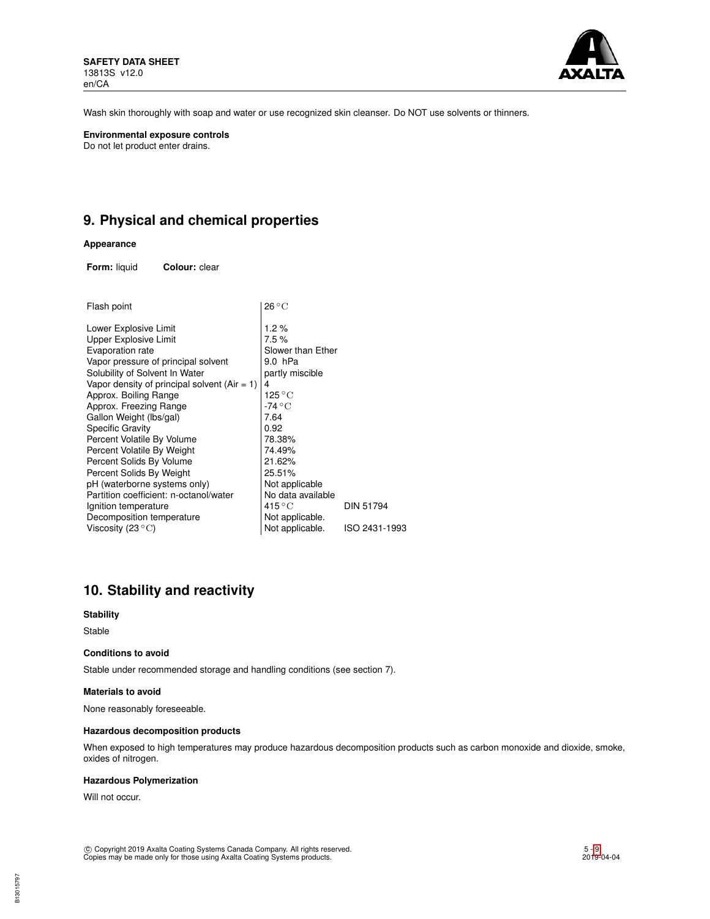Wash skin thoroughly with soap and water or use recognized skin cleanser. Do NOT use solvents or thinners.

**Environmental exposure controls**

Do not let product enter drains.

## 9. Physical and chemical properties

**Appearance**

**Form:** liquid **Colour:** clear

| | | |
|---|---|---|
| Flash point | 26 °C | |
| Lower Explosive Limit | 1.2 % | |
| Upper Explosive Limit | 7.5 % | |
| Evaporation rate | Slower than Ether | |
| Vapor pressure of principal solvent | 9.0 hPa | |
| Solubility of Solvent In Water | partly miscible | |
| Vapor density of principal solvent (Air = 1) | 4 | |
| Approx. Boiling Range | 125 °C | |
| Approx. Freezing Range | -74 °C | |
| Gallon Weight (lbs/gal) | 7.64 | |
| Specific Gravity | 0.92 | |
| Percent Volatile By Volume | 78.38% | |
| Percent Volatile By Weight | 74.49% | |
| Percent Solids By Volume | 21.62% | |
| Percent Solids By Weight | 25.51% | |
| pH (waterborne systems only) | Not applicable | |
| Partition coefficient: n-octanol/water | No data available | |
| Ignition temperature | 415 °C | DIN 51794 |
| Decomposition temperature | Not applicable. | |
| Viscosity (23 °C) | Not applicable. | ISO 2431-1993 |

## 10. Stability and reactivity

**Stability**

Stable

**Conditions to avoid**

Stable under recommended storage and handling conditions (see section 7).

**Materials to avoid**

None reasonably foreseeable.

**Hazardous decomposition products**

When exposed to high temperatures may produce hazardous decomposition products such as carbon monoxide and dioxide, smoke, oxides of nitrogen.

**Hazardous Polymerization**

Will not occur.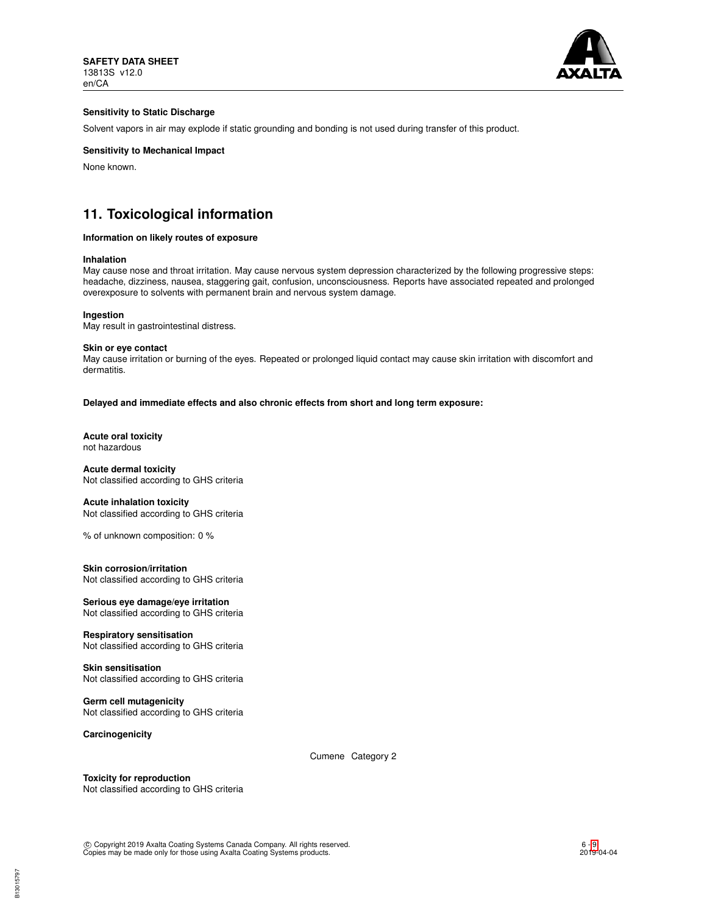**Sensitivity to Static Discharge**

Solvent vapors in air may explode if static grounding and bonding is not used during transfer of this product.

**Sensitivity to Mechanical Impact**

None known.

## 11. Toxicological information

**Information on likely routes of exposure**

**Inhalation**
May cause nose and throat irritation. May cause nervous system depression characterized by the following progressive steps: headache, dizziness, nausea, staggering gait, confusion, unconsciousness. Reports have associated repeated and prolonged overexposure to solvents with permanent brain and nervous system damage.

**Ingestion**
May result in gastrointestinal distress.

**Skin or eye contact**
May cause irritation or burning of the eyes. Repeated or prolonged liquid contact may cause skin irritation with discomfort and dermatitis.

**Delayed and immediate effects and also chronic effects from short and long term exposure:**

**Acute oral toxicity**
not hazardous

**Acute dermal toxicity**
Not classified according to GHS criteria

**Acute inhalation toxicity**
Not classified according to GHS criteria

% of unknown composition: 0 %

**Skin corrosion/irritation**
Not classified according to GHS criteria

**Serious eye damage/eye irritation**
Not classified according to GHS criteria

**Respiratory sensitisation**
Not classified according to GHS criteria

**Skin sensitisation**
Not classified according to GHS criteria

**Germ cell mutagenicity**
Not classified according to GHS criteria

**Carcinogenicity**

| | |
|---|---|
| Cumene | Category 2 |

**Toxicity for reproduction**
Not classified according to GHS criteria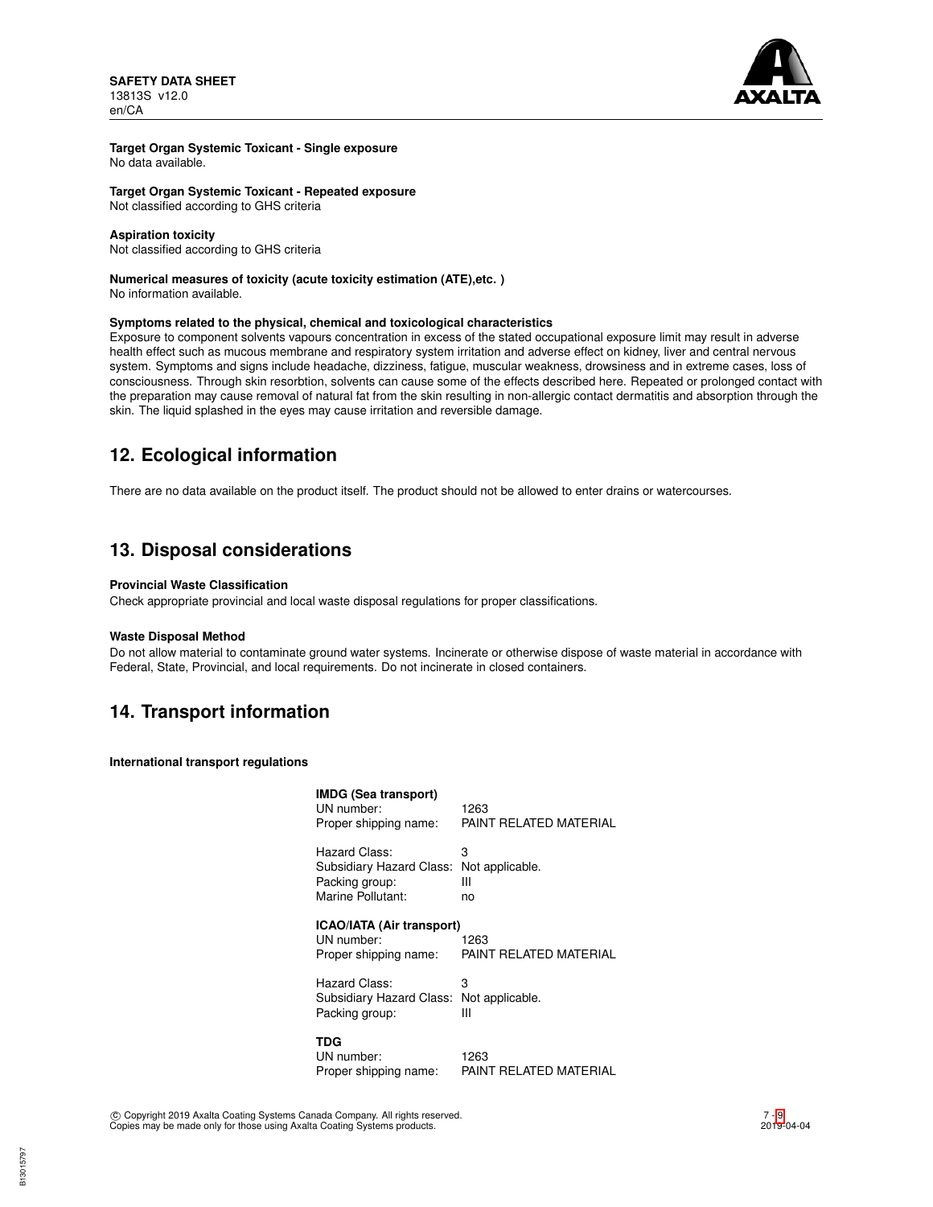**Target Organ Systemic Toxicant - Single exposure**
No data available.

**Target Organ Systemic Toxicant - Repeated exposure**
Not classified according to GHS criteria

**Aspiration toxicity**
Not classified according to GHS criteria

**Numerical measures of toxicity (acute toxicity estimation (ATE),etc. )**
No information available.

**Symptoms related to the physical, chemical and toxicological characteristics**
Exposure to component solvents vapours concentration in excess of the stated occupational exposure limit may result in adverse health effect such as mucous membrane and respiratory system irritation and adverse effect on kidney, liver and central nervous system. Symptoms and signs include headache, dizziness, fatigue, muscular weakness, drowsiness and in extreme cases, loss of consciousness. Through skin resorbtion, solvents can cause some of the effects described here. Repeated or prolonged contact with the preparation may cause removal of natural fat from the skin resulting in non-allergic contact dermatitis and absorption through the skin. The liquid splashed in the eyes may cause irritation and reversible damage.

## 12. Ecological information

There are no data available on the product itself. The product should not be allowed to enter drains or watercourses.

## 13. Disposal considerations

**Provincial Waste Classification**
Check appropriate provincial and local waste disposal regulations for proper classifications.

**Waste Disposal Method**
Do not allow material to contaminate ground water systems. Incinerate or otherwise dispose of waste material in accordance with Federal, State, Provincial, and local requirements. Do not incinerate in closed containers.

## 14. Transport information

**International transport regulations**

**IMDG (Sea transport)**

| | |
|---|---|
| UN number: | 1263 |
| Proper shipping name: | PAINT RELATED MATERIAL |
| Hazard Class: | 3 |
| Subsidiary Hazard Class: | Not applicable. |
| Packing group: | III |
| Marine Pollutant: | no |

**ICAO/IATA (Air transport)**

| | |
|---|---|
| UN number: | 1263 |
| Proper shipping name: | PAINT RELATED MATERIAL |
| Hazard Class: | 3 |
| Subsidiary Hazard Class: | Not applicable. |
| Packing group: | III |

**TDG**

| | |
|---|---|
| UN number: | 1263 |
| Proper shipping name: | PAINT RELATED MATERIAL |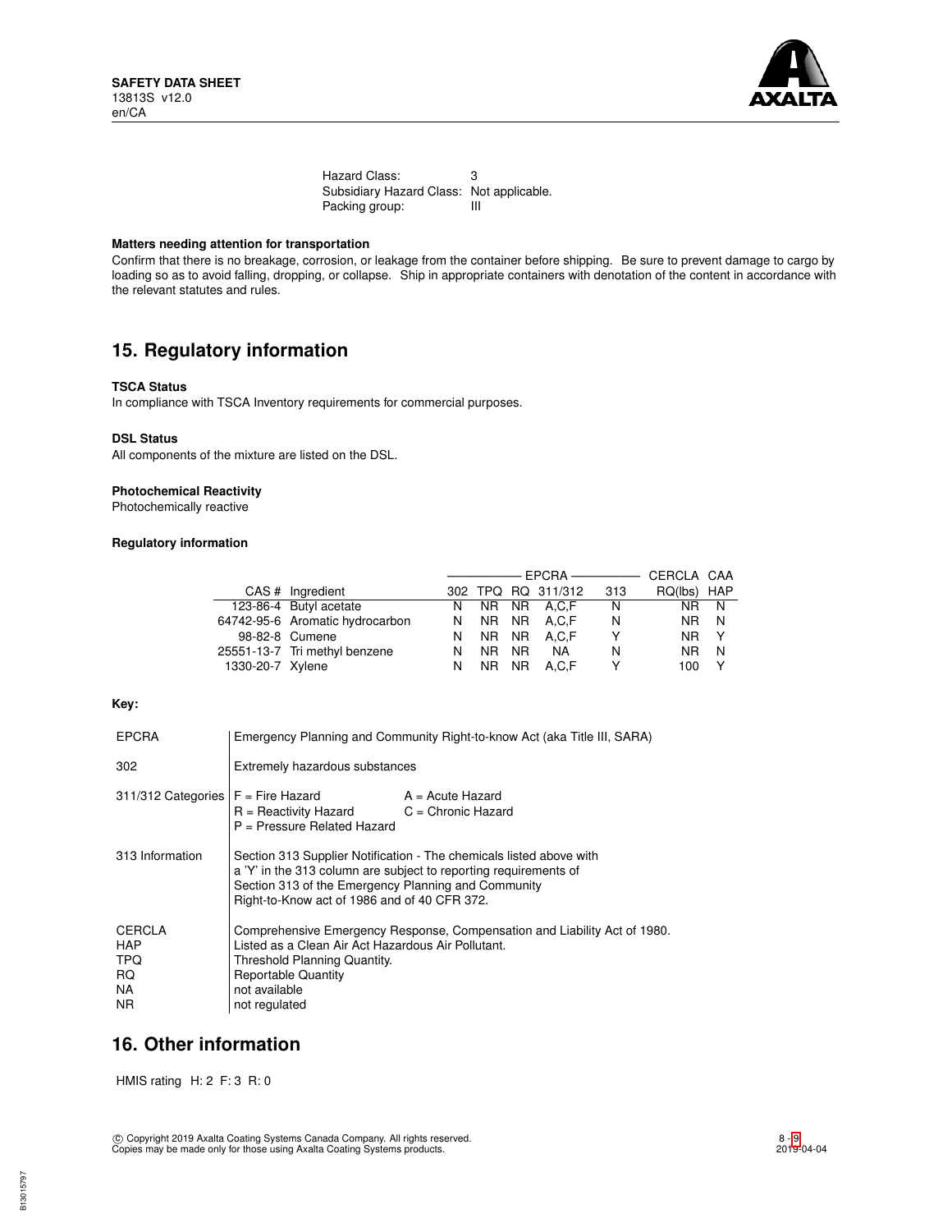Hazard Class: 3
Subsidiary Hazard Class: Not applicable.
Packing group: III

**Matters needing attention for transportation**

Confirm that there is no breakage, corrosion, or leakage from the container before shipping. Be sure to prevent damage to cargo by loading so as to avoid falling, dropping, or collapse. Ship in appropriate containers with denotation of the content in accordance with the relevant statutes and rules.

# 15. Regulatory information

**TSCA Status**

In compliance with TSCA Inventory requirements for commercial purposes.

**DSL Status**

All components of the mixture are listed on the DSL.

**Photochemical Reactivity**

Photochemically reactive

**Regulatory information**

| | | EPCRA | | | | | CERCLA | CAA |
|---|---|---|---|---|---|---|---|---|
| CAS # | Ingredient | 302 | TPQ | RQ | 311/312 | 313 | RQ(lbs) | HAP |
| 123-86-4 | Butyl acetate | N | NR | NR | A,C,F | N | NR | N |
| 64742-95-6 | Aromatic hydrocarbon | N | NR | NR | A,C,F | N | NR | N |
| 98-82-8 | Cumene | N | NR | NR | A,C,F | Y | NR | Y |
| 25551-13-7 | Tri methyl benzene | N | NR | NR | NA | N | NR | N |
| 1330-20-7 | Xylene | N | NR | NR | A,C,F | Y | 100 | Y |

**Key:**

| | |
|---|---|
| EPCRA | Emergency Planning and Community Right-to-know Act (aka Title III, SARA) |
| 302 | Extremely hazardous substances |
| 311/312 Categories | F = Fire Hazard; A = Acute Hazard; R = Reactivity Hazard; C = Chronic Hazard; P = Pressure Related Hazard |
| 313 Information | Section 313 Supplier Notification - The chemicals listed above with a 'Y' in the 313 column are subject to reporting requirements of Section 313 of the Emergency Planning and Community Right-to-Know act of 1986 and of 40 CFR 372. |
| CERCLA | Comprehensive Emergency Response, Compensation and Liability Act of 1980. |
| HAP | Listed as a Clean Air Act Hazardous Air Pollutant. |
| TPQ | Threshold Planning Quantity. |
| RQ | Reportable Quantity |
| NA | not available |
| NR | not regulated |

# 16. Other information

HMIS rating H: 2 F: 3 R: 0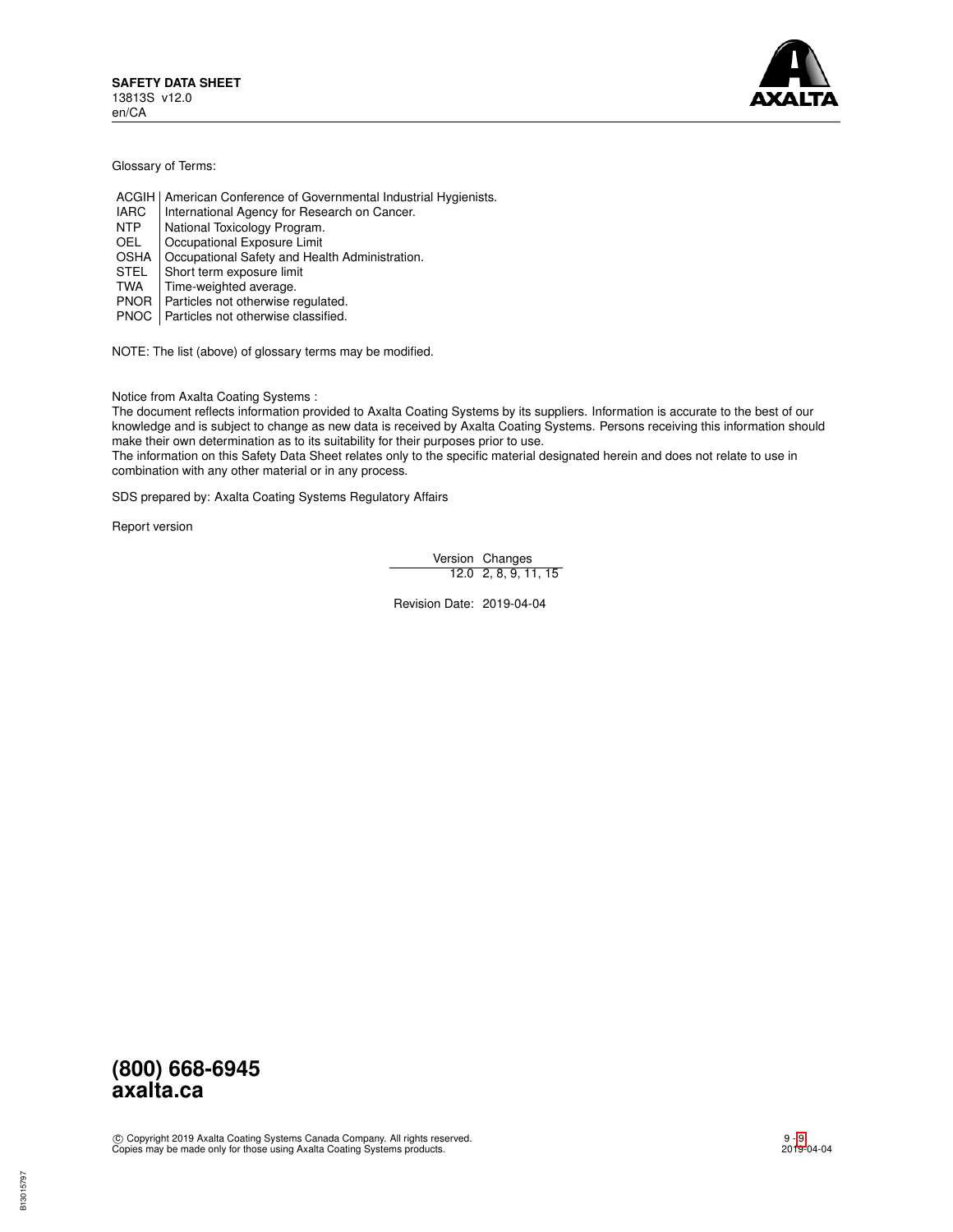Glossary of Terms:

| | |
|---|---|
| ACGIH | American Conference of Governmental Industrial Hygienists. |
| IARC | International Agency for Research on Cancer. |
| NTP | National Toxicology Program. |
| OEL | Occupational Exposure Limit |
| OSHA | Occupational Safety and Health Administration. |
| STEL | Short term exposure limit |
| TWA | Time-weighted average. |
| PNOR | Particles not otherwise regulated. |
| PNOC | Particles not otherwise classified. |

NOTE: The list (above) of glossary terms may be modified.

Notice from Axalta Coating Systems :
The document reflects information provided to Axalta Coating Systems by its suppliers. Information is accurate to the best of our knowledge and is subject to change as new data is received by Axalta Coating Systems. Persons receiving this information should make their own determination as to its suitability for their purposes prior to use.
The information on this Safety Data Sheet relates only to the specific material designated herein and does not relate to use in combination with any other material or in any process.

SDS prepared by: Axalta Coating Systems Regulatory Affairs

Report version

| Version | Changes |
|---|---|
| 12.0 | 2, 8, 9, 11, 15 |

Revision Date: 2019-04-04

**(800) 668-6945**
**axalta.ca**

© Copyright 2019 Axalta Coating Systems Canada Company. All rights reserved.
Copies may be made only for those using Axalta Coating Systems products.